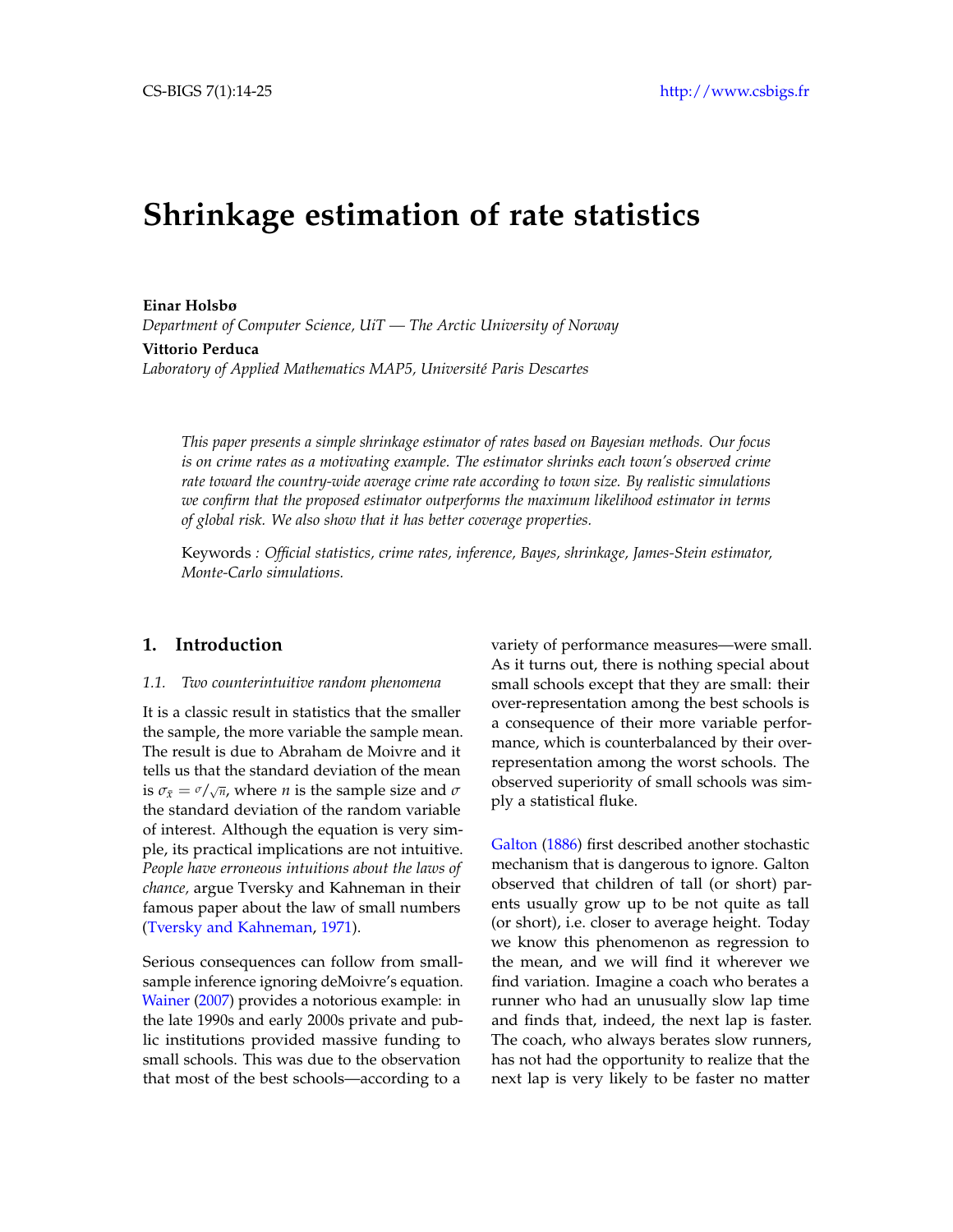# Shrinkage estimation of rate statistics

**Einar Holsbø**

*Department of Computer Science, UiT — The Arctic University of Norway*

**Vittorio Perduca**

*Laboratory of Applied Mathematics MAP5, Université Paris Descartes*

*This paper presents a simple shrinkage estimator of rates based on Bayesian methods. Our focus is on crime rates as a motivating example. The estimator shrinks each town's observed crime rate toward the country-wide average crime rate according to town size. By realistic simulations we confirm that the proposed estimator outperforms the maximum likelihood estimator in terms of global risk. We also show that it has better coverage properties.*

Keywords *: Official statistics, crime rates, inference, Bayes, shrinkage, James-Stein estimator, Monte-Carlo simulations.*

## 1. Introduction

### 1.1. *Two counterintuitive random phenomena*

It is a classic result in statistics that the smaller the sample, the more variable the sample mean. The result is due to Abraham de Moivre and it tells us that the standard deviation of the mean is $\sigma_{\bar{x}} = \sigma/\sqrt{n}$, where $n$ is the sample size and $\sigma$ the standard deviation of the random variable of interest. Although the equation is very simple, its practical implications are not intuitive. *People have erroneous intuitions about the laws of chance,* argue Tversky and Kahneman in their famous paper about the law of small numbers (Tversky and Kahneman, 1971).

Serious consequences can follow from small-sample inference ignoring deMoivre's equation. Wainer (2007) provides a notorious example: in the late 1990s and early 2000s private and public institutions provided massive funding to small schools. This was due to the observation that most of the best schools—according to a variety of performance measures—were small. As it turns out, there is nothing special about small schools except that they are small: their over-representation among the best schools is a consequence of their more variable performance, which is counterbalanced by their over-representation among the worst schools. The observed superiority of small schools was simply a statistical fluke.

Galton (1886) first described another stochastic mechanism that is dangerous to ignore. Galton observed that children of tall (or short) parents usually grow up to be not quite as tall (or short), i.e. closer to average height. Today we know this phenomenon as regression to the mean, and we will find it wherever we find variation. Imagine a coach who berates a runner who had an unusually slow lap time and finds that, indeed, the next lap is faster. The coach, who always berates slow runners, has not had the opportunity to realize that the next lap is very likely to be faster no matter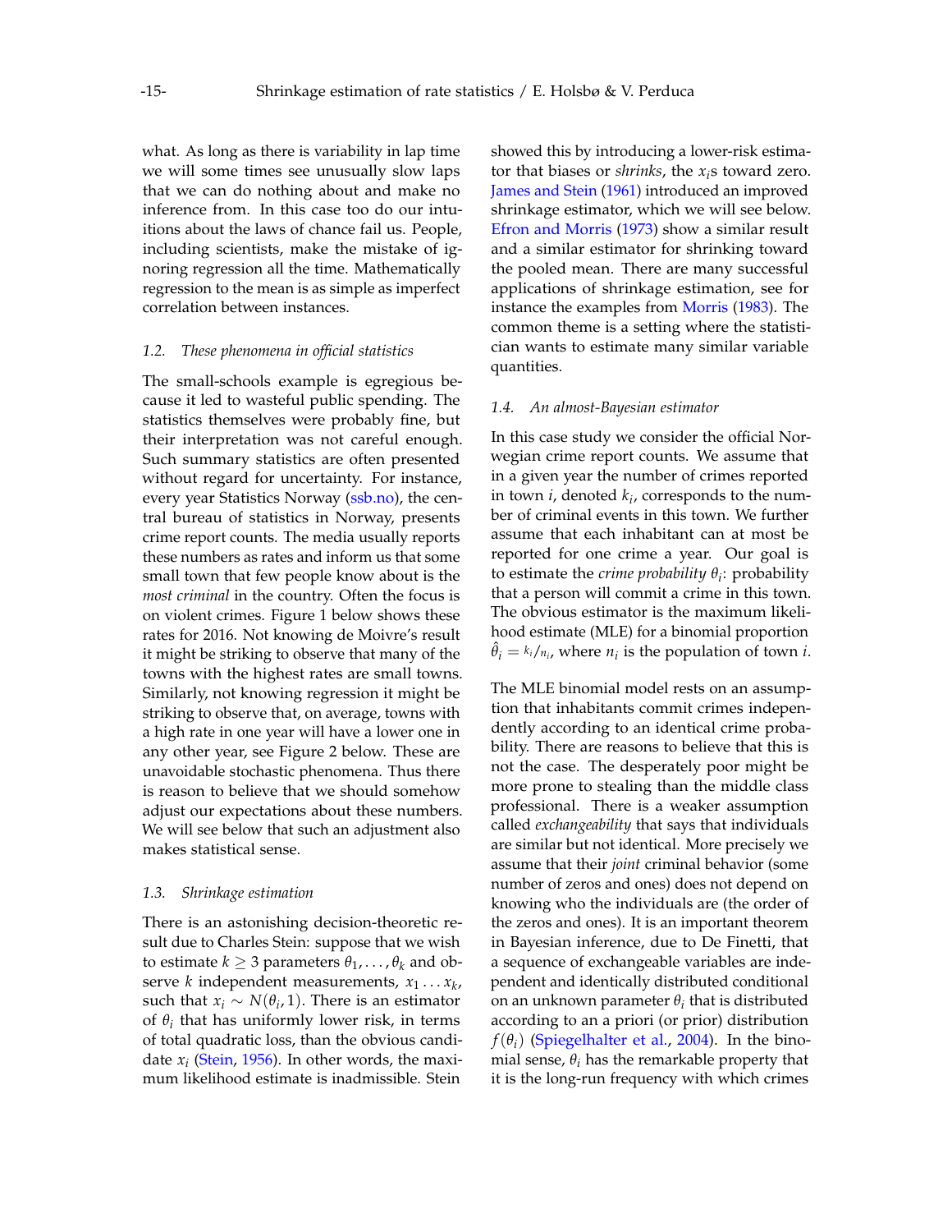what. As long as there is variability in lap time we will some times see unusually slow laps that we can do nothing about and make no inference from. In this case too do our intuitions about the laws of chance fail us. People, including scientists, make the mistake of ignoring regression all the time. Mathematically regression to the mean is as simple as imperfect correlation between instances.

### 1.2. *These phenomena in official statistics*

The small-schools example is egregious because it led to wasteful public spending. The statistics themselves were probably fine, but their interpretation was not careful enough. Such summary statistics are often presented without regard for uncertainty. For instance, every year Statistics Norway (ssb.no), the central bureau of statistics in Norway, presents crime report counts. The media usually reports these numbers as rates and inform us that some small town that few people know about is the *most criminal* in the country. Often the focus is on violent crimes. Figure 1 below shows these rates for 2016. Not knowing de Moivre's result it might be striking to observe that many of the towns with the highest rates are small towns. Similarly, not knowing regression it might be striking to observe that, on average, towns with a high rate in one year will have a lower one in any other year, see Figure 2 below. These are unavoidable stochastic phenomena. Thus there is reason to believe that we should somehow adjust our expectations about these numbers. We will see below that such an adjustment also makes statistical sense.

### 1.3. *Shrinkage estimation*

There is an astonishing decision-theoretic result due to Charles Stein: suppose that we wish to estimate $k \geq 3$ parameters $\theta_1, \ldots, \theta_k$ and observe $k$ independent measurements, $x_1 \ldots x_k$, such that $x_i \sim N(\theta_i, 1)$. There is an estimator of $\theta_i$ that has uniformly lower risk, in terms of total quadratic loss, than the obvious candidate $x_i$ (Stein, 1956). In other words, the maximum likelihood estimate is inadmissible. Stein showed this by introducing a lower-risk estimator that biases or *shrinks*, the $x_i$s toward zero. James and Stein (1961) introduced an improved shrinkage estimator, which we will see below. Efron and Morris (1973) show a similar result and a similar estimator for shrinking toward the pooled mean. There are many successful applications of shrinkage estimation, see for instance the examples from Morris (1983). The common theme is a setting where the statistician wants to estimate many similar variable quantities.

### 1.4. *An almost-Bayesian estimator*

In this case study we consider the official Norwegian crime report counts. We assume that in a given year the number of crimes reported in town $i$, denoted $k_i$, corresponds to the number of criminal events in this town. We further assume that each inhabitant can at most be reported for one crime a year. Our goal is to estimate the *crime probability* $\theta_i$: probability that a person will commit a crime in this town. The obvious estimator is the maximum likelihood estimate (MLE) for a binomial proportion $\hat{\theta}_i = k_i/n_i$, where $n_i$ is the population of town $i$.

The MLE binomial model rests on an assumption that inhabitants commit crimes independently according to an identical crime probability. There are reasons to believe that this is not the case. The desperately poor might be more prone to stealing than the middle class professional. There is a weaker assumption called *exchangeability* that says that individuals are similar but not identical. More precisely we assume that their *joint* criminal behavior (some number of zeros and ones) does not depend on knowing who the individuals are (the order of the zeros and ones). It is an important theorem in Bayesian inference, due to De Finetti, that a sequence of exchangeable variables are independent and identically distributed conditional on an unknown parameter $\theta_i$ that is distributed according to an a priori (or prior) distribution $f(\theta_i)$ (Spiegelhalter et al., 2004). In the binomial sense, $\theta_i$ has the remarkable property that it is the long-run frequency with which crimes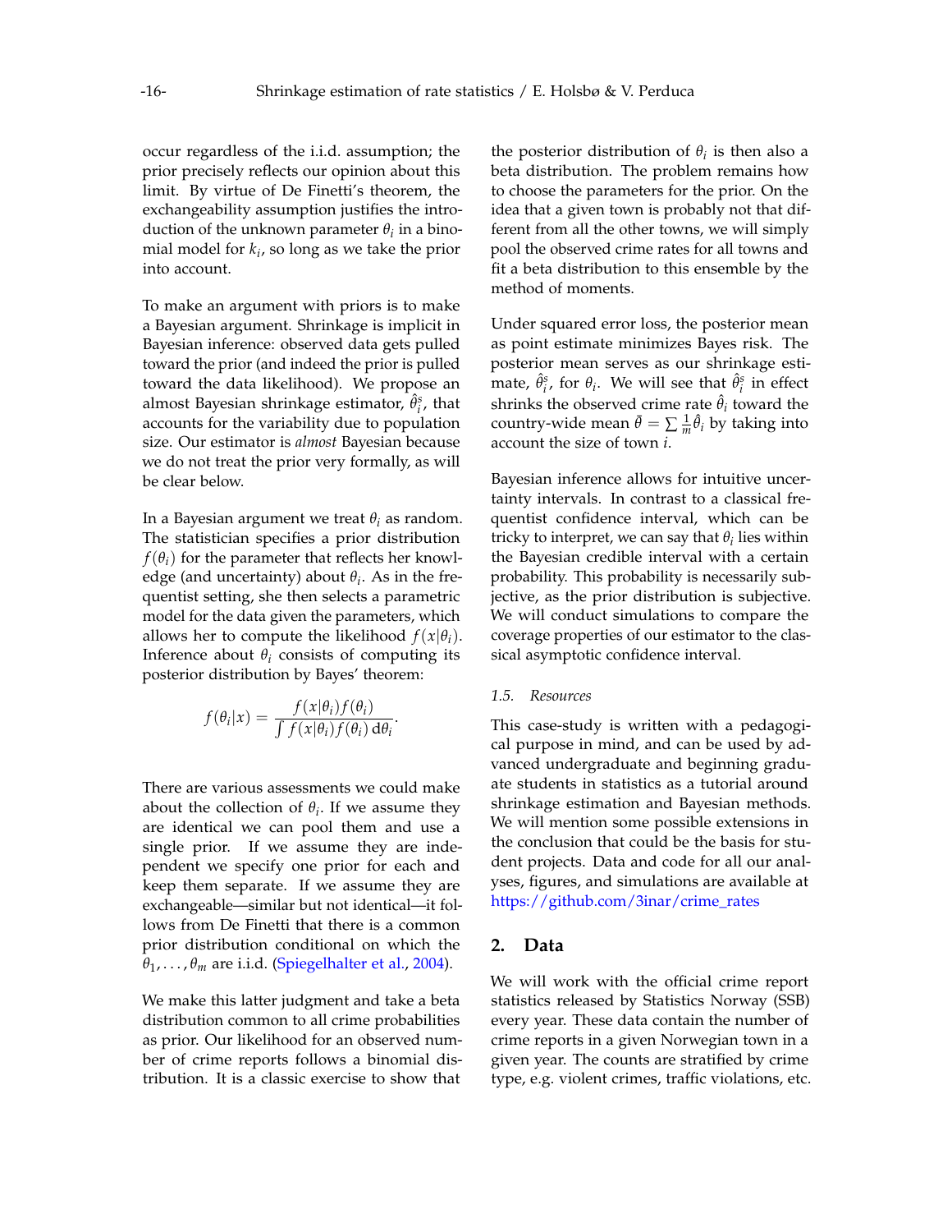occur regardless of the i.i.d. assumption; the prior precisely reflects our opinion about this limit. By virtue of De Finetti's theorem, the exchangeability assumption justifies the introduction of the unknown parameter $\theta_i$ in a binomial model for $k_i$, so long as we take the prior into account.

To make an argument with priors is to make a Bayesian argument. Shrinkage is implicit in Bayesian inference: observed data gets pulled toward the prior (and indeed the prior is pulled toward the data likelihood). We propose an almost Bayesian shrinkage estimator, $\hat{\theta}_i^s$, that accounts for the variability due to population size. Our estimator is *almost* Bayesian because we do not treat the prior very formally, as will be clear below.

In a Bayesian argument we treat $\theta_i$ as random. The statistician specifies a prior distribution $f(\theta_i)$ for the parameter that reflects her knowledge (and uncertainty) about $\theta_i$. As in the frequentist setting, she then selects a parametric model for the data given the parameters, which allows her to compute the likelihood $f(x|\theta_i)$. Inference about $\theta_i$ consists of computing its posterior distribution by Bayes' theorem:

$$f(\theta_i|x) = \frac{f(x|\theta_i)f(\theta_i)}{\int f(x|\theta_i)f(\theta_i)\,\mathrm{d}\theta_i}.$$

There are various assessments we could make about the collection of $\theta_i$. If we assume they are identical we can pool them and use a single prior. If we assume they are independent we specify one prior for each and keep them separate. If we assume they are exchangeable—similar but not identical—it follows from De Finetti that there is a common prior distribution conditional on which the $\theta_1, \ldots, \theta_m$ are i.i.d. (Spiegelhalter et al., 2004).

We make this latter judgment and take a beta distribution common to all crime probabilities as prior. Our likelihood for an observed number of crime reports follows a binomial distribution. It is a classic exercise to show that the posterior distribution of $\theta_i$ is then also a beta distribution. The problem remains how to choose the parameters for the prior. On the idea that a given town is probably not that different from all the other towns, we will simply pool the observed crime rates for all towns and fit a beta distribution to this ensemble by the method of moments.

Under squared error loss, the posterior mean as point estimate minimizes Bayes risk. The posterior mean serves as our shrinkage estimate, $\hat{\theta}_i^s$, for $\theta_i$. We will see that $\hat{\theta}_i^s$ in effect shrinks the observed crime rate $\hat{\theta}_i$ toward the country-wide mean $\bar{\theta} = \sum \frac{1}{m}\hat{\theta}_i$ by taking into account the size of town $i$.

Bayesian inference allows for intuitive uncertainty intervals. In contrast to a classical frequentist confidence interval, which can be tricky to interpret, we can say that $\theta_i$ lies within the Bayesian credible interval with a certain probability. This probability is necessarily subjective, as the prior distribution is subjective. We will conduct simulations to compare the coverage properties of our estimator to the classical asymptotic confidence interval.

### 1.5. Resources

This case-study is written with a pedagogical purpose in mind, and can be used by advanced undergraduate and beginning graduate students in statistics as a tutorial around shrinkage estimation and Bayesian methods. We will mention some possible extensions in the conclusion that could be the basis for student projects. Data and code for all our analyses, figures, and simulations are available at https://github.com/3inar/crime_rates

## 2. Data

We will work with the official crime report statistics released by Statistics Norway (SSB) every year. These data contain the number of crime reports in a given Norwegian town in a given year. The counts are stratified by crime type, e.g. violent crimes, traffic violations, etc.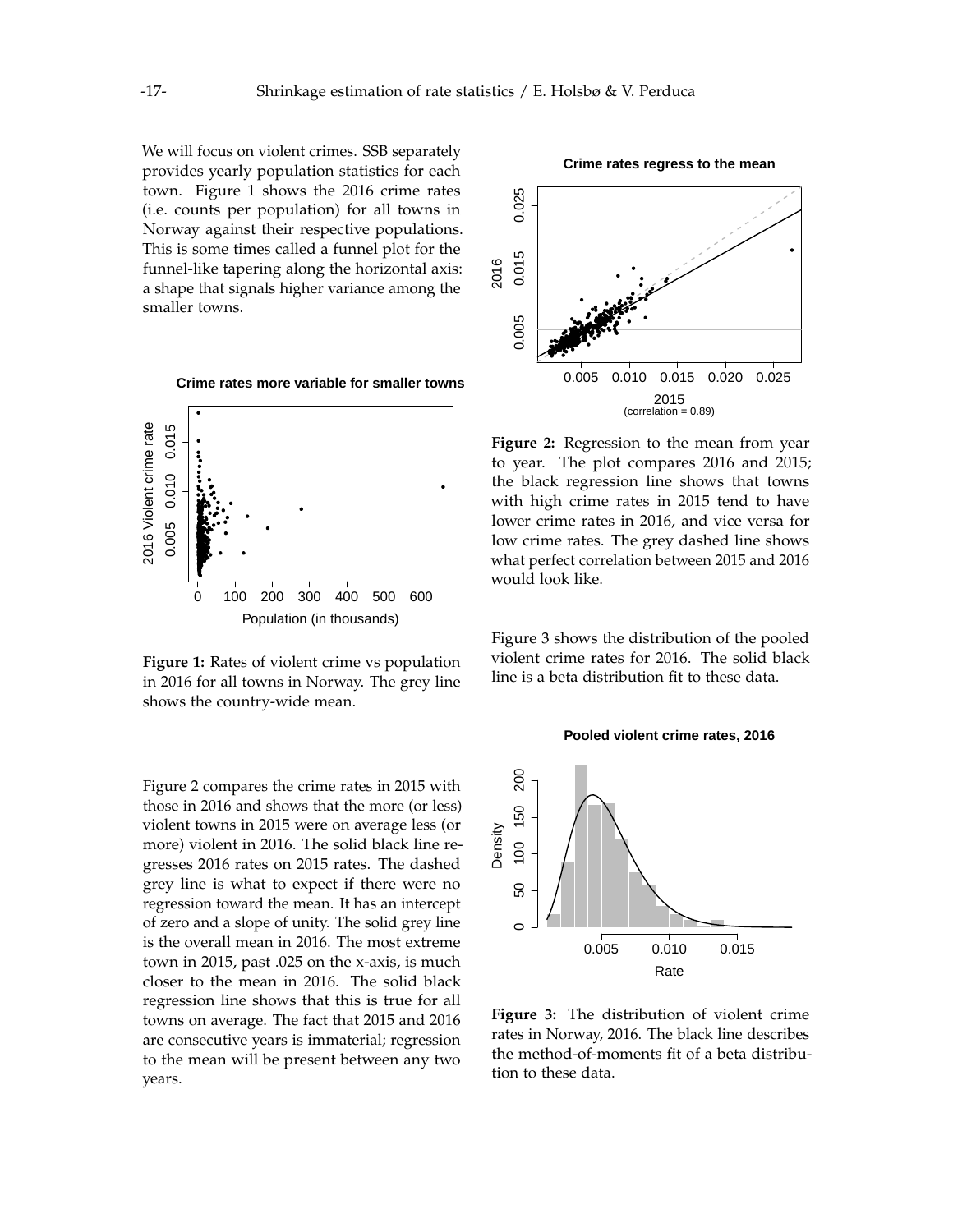We will focus on violent crimes. SSB separately provides yearly population statistics for each town. Figure 1 shows the 2016 crime rates (i.e. counts per population) for all towns in Norway against their respective populations. This is some times called a funnel plot for the funnel-like tapering along the horizontal axis: a shape that signals higher variance among the smaller towns.

**Figure 1:** Rates of violent crime vs population in 2016 for all towns in Norway. The grey line shows the country-wide mean.

Figure 2 compares the crime rates in 2015 with those in 2016 and shows that the more (or less) violent towns in 2015 were on average less (or more) violent in 2016. The solid black line regresses 2016 rates on 2015 rates. The dashed grey line is what to expect if there were no regression toward the mean. It has an intercept of zero and a slope of unity. The solid grey line is the overall mean in 2016. The most extreme town in 2015, past .025 on the x-axis, is much closer to the mean in 2016. The solid black regression line shows that this is true for all towns on average. The fact that 2015 and 2016 are consecutive years is immaterial; regression to the mean will be present between any two years.

**Figure 2:** Regression to the mean from year to year. The plot compares 2016 and 2015; the black regression line shows that towns with high crime rates in 2015 tend to have lower crime rates in 2016, and vice versa for low crime rates. The grey dashed line shows what perfect correlation between 2015 and 2016 would look like.

Figure 3 shows the distribution of the pooled violent crime rates for 2016. The solid black line is a beta distribution fit to these data.

**Figure 3:** The distribution of violent crime rates in Norway, 2016. The black line describes the method-of-moments fit of a beta distribution to these data.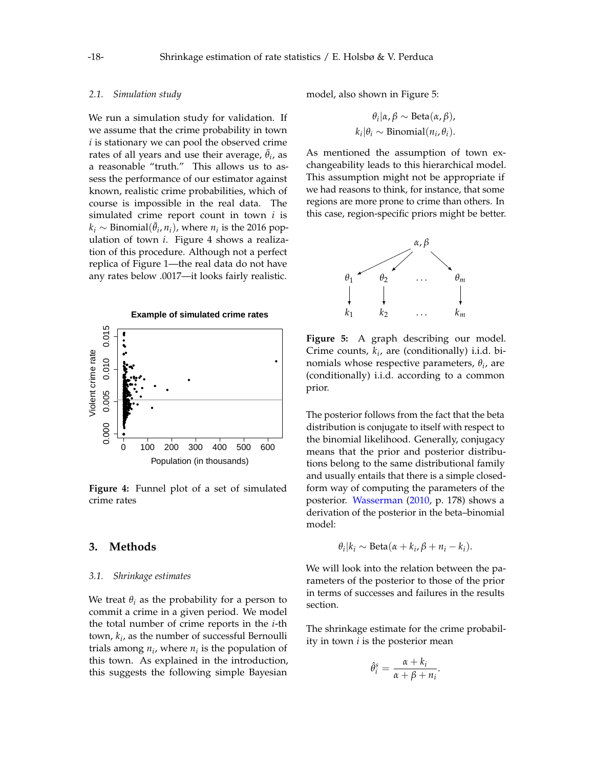### 2.1. Simulation study

We run a simulation study for validation. If we assume that the crime probability in town $i$ is stationary we can pool the observed crime rates of all years and use their average, $\bar{\theta}_i$, as a reasonable "truth." This allows us to assess the performance of our estimator against known, realistic crime probabilities, which of course is impossible in the real data. The simulated crime report count in town $i$ is $k_i \sim \text{Binomial}(\bar{\theta}_i, n_i)$, where $n_i$ is the 2016 population of town $i$. Figure 4 shows a realization of this procedure. Although not a perfect replica of Figure 1—the real data do not have any rates below .0017—it looks fairly realistic.

**Figure 4:** Funnel plot of a set of simulated crime rates

## 3. Methods

### 3.1. Shrinkage estimates

We treat $\theta_i$ as the probability for a person to commit a crime in a given period. We model the total number of crime reports in the $i$-th town, $k_i$, as the number of successful Bernoulli trials among $n_i$, where $n_i$ is the population of this town. As explained in the introduction, this suggests the following simple Bayesian model, also shown in Figure 5:

$$\theta_i | \alpha, \beta \sim \text{Beta}(\alpha, \beta),$$
$$k_i | \theta_i \sim \text{Binomial}(n_i, \theta_i).$$

As mentioned the assumption of town exchangeability leads to this hierarchical model. This assumption might not be appropriate if we had reasons to think, for instance, that some regions are more prone to crime than others. In this case, region-specific priors might be better.

**Figure 5:** A graph describing our model. Crime counts, $k_i$, are (conditionally) i.i.d. binomials whose respective parameters, $\theta_i$, are (conditionally) i.i.d. according to a common prior.

The posterior follows from the fact that the beta distribution is conjugate to itself with respect to the binomial likelihood. Generally, conjugacy means that the prior and posterior distributions belong to the same distributional family and usually entails that there is a simple closed-form way of computing the parameters of the posterior. Wasserman (2010, p. 178) shows a derivation of the posterior in the beta–binomial model:

$$\theta_i | k_i \sim \text{Beta}(\alpha + k_i, \beta + n_i - k_i).$$

We will look into the relation between the parameters of the posterior to those of the prior in terms of successes and failures in the results section.

The shrinkage estimate for the crime probability in town $i$ is the posterior mean

$$\hat{\theta}_i^s = \frac{\alpha + k_i}{\alpha + \beta + n_i}.$$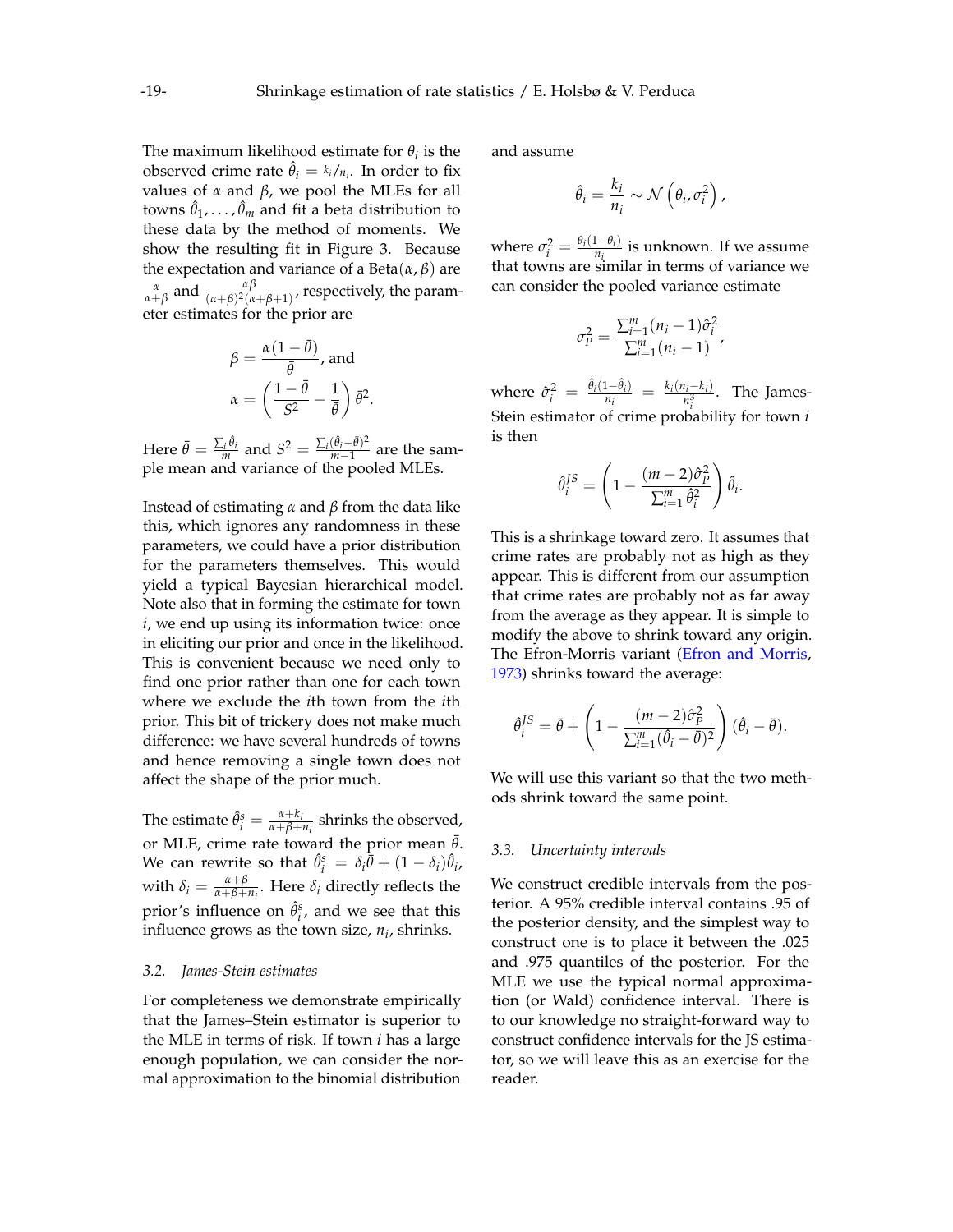The maximum likelihood estimate for $\theta_i$ is the observed crime rate $\hat{\theta}_i = k_i/n_i$. In order to fix values of $\alpha$ and $\beta$, we pool the MLEs for all towns $\hat{\theta}_1, \ldots, \hat{\theta}_m$ and fit a beta distribution to these data by the method of moments. We show the resulting fit in Figure 3. Because the expectation and variance of a Beta$(\alpha, \beta)$ are $\frac{\alpha}{\alpha+\beta}$ and $\frac{\alpha\beta}{(\alpha+\beta)^2(\alpha+\beta+1)}$, respectively, the parameter estimates for the prior are

$$\beta = \frac{\alpha(1-\bar{\theta})}{\bar{\theta}}, \text{ and}$$
$$\alpha = \left(\frac{1-\bar{\theta}}{S^2} - \frac{1}{\bar{\theta}}\right)\bar{\theta}^2.$$

Here $\bar{\theta} = \frac{\sum_i \hat{\theta}_i}{m}$ and $S^2 = \frac{\sum_i (\hat{\theta}_i - \bar{\theta})^2}{m-1}$ are the sample mean and variance of the pooled MLEs.

Instead of estimating $\alpha$ and $\beta$ from the data like this, which ignores any randomness in these parameters, we could have a prior distribution for the parameters themselves. This would yield a typical Bayesian hierarchical model. Note also that in forming the estimate for town $i$, we end up using its information twice: once in eliciting our prior and once in the likelihood. This is convenient because we need only to find one prior rather than one for each town where we exclude the $i$th town from the $i$th prior. This bit of trickery does not make much difference: we have several hundreds of towns and hence removing a single town does not affect the shape of the prior much.

The estimate $\hat{\theta}_i^s = \frac{\alpha+k_i}{\alpha+\beta+n_i}$ shrinks the observed, or MLE, crime rate toward the prior mean $\bar{\theta}$. We can rewrite so that $\hat{\theta}_i^s = \delta_i\bar{\theta} + (1-\delta_i)\hat{\theta}_i$, with $\delta_i = \frac{\alpha+\beta}{\alpha+\beta+n_i}$. Here $\delta_i$ directly reflects the prior's influence on $\hat{\theta}_i^s$, and we see that this influence grows as the town size, $n_i$, shrinks.

### 3.2. *James-Stein estimates*

For completeness we demonstrate empirically that the James–Stein estimator is superior to the MLE in terms of risk. If town $i$ has a large enough population, we can consider the normal approximation to the binomial distribution and assume

$$\hat{\theta}_i = \frac{k_i}{n_i} \sim \mathcal{N}\left(\theta_i, \sigma_i^2\right),$$

where $\sigma_i^2 = \frac{\theta_i(1-\theta_i)}{n_i}$ is unknown. If we assume that towns are similar in terms of variance we can consider the pooled variance estimate

$$\sigma_P^2 = \frac{\sum_{i=1}^m (n_i - 1)\hat{\sigma}_i^2}{\sum_{i=1}^m (n_i - 1)},$$

where $\hat{\sigma}_i^2 = \frac{\hat{\theta}_i(1-\hat{\theta}_i)}{n_i} = \frac{k_i(n_i-k_i)}{n_i^3}$. The James-Stein estimator of crime probability for town $i$ is then

$$\hat{\theta}_i^{JS} = \left(1 - \frac{(m-2)\hat{\sigma}_P^2}{\sum_{i=1}^m \hat{\theta}_i^2}\right)\hat{\theta}_i.$$

This is a shrinkage toward zero. It assumes that crime rates are probably not as high as they appear. This is different from our assumption that crime rates are probably not as far away from the average as they appear. It is simple to modify the above to shrink toward any origin. The Efron-Morris variant (Efron and Morris, 1973) shrinks toward the average:

$$\hat{\theta}_i^{JS} = \bar{\theta} + \left(1 - \frac{(m-2)\hat{\sigma}_P^2}{\sum_{i=1}^m (\hat{\theta}_i - \bar{\theta})^2}\right)(\hat{\theta}_i - \bar{\theta}).$$

We will use this variant so that the two methods shrink toward the same point.

### 3.3. *Uncertainty intervals*

We construct credible intervals from the posterior. A 95% credible interval contains .95 of the posterior density, and the simplest way to construct one is to place it between the .025 and .975 quantiles of the posterior. For the MLE we use the typical normal approximation (or Wald) confidence interval. There is to our knowledge no straight-forward way to construct confidence intervals for the JS estimator, so we will leave this as an exercise for the reader.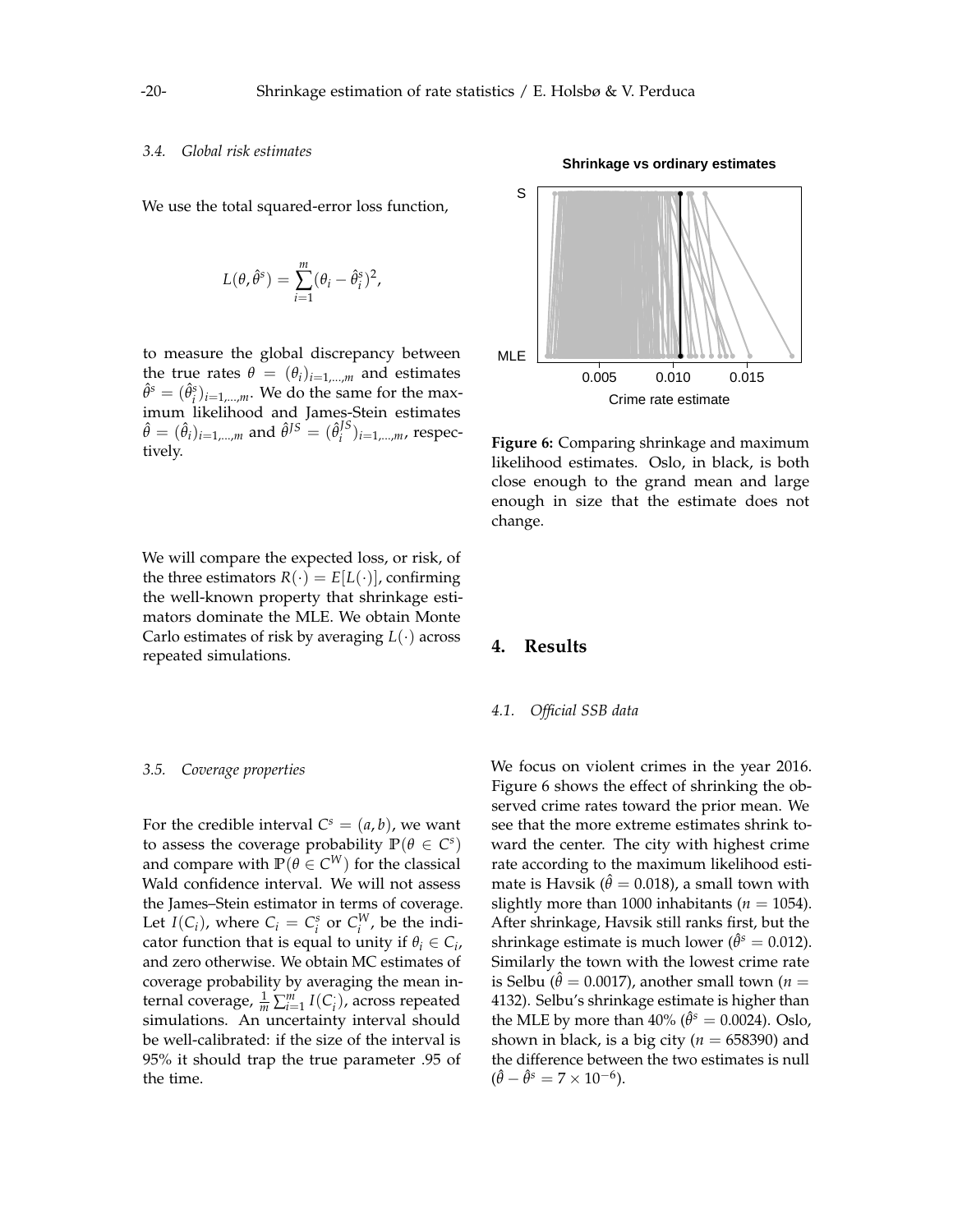### 3.4. Global risk estimates

We use the total squared-error loss function,

$$L(\theta, \hat{\theta}^s) = \sum_{i=1}^{m} (\theta_i - \hat{\theta}_i^s)^2,$$

to measure the global discrepancy between the true rates $\theta = (\theta_i)_{i=1,\ldots,m}$ and estimates $\hat{\theta}^s = (\hat{\theta}_i^s)_{i=1,\ldots,m}$. We do the same for the maximum likelihood and James-Stein estimates $\hat{\theta} = (\hat{\theta}_i)_{i=1,\ldots,m}$ and $\hat{\theta}^{JS} = (\hat{\theta}_i^{JS})_{i=1,\ldots,m}$, respectively.

We will compare the expected loss, or risk, of the three estimators $R(\cdot) = E[L(\cdot)]$, confirming the well-known property that shrinkage estimators dominate the MLE. We obtain Monte Carlo estimates of risk by averaging $L(\cdot)$ across repeated simulations.

### 3.5. Coverage properties

For the credible interval $C^s = (a, b)$, we want to assess the coverage probability $\mathbb{P}(\theta \in C^s)$ and compare with $\mathbb{P}(\theta \in C^W)$ for the classical Wald confidence interval. We will not assess the James–Stein estimator in terms of coverage. Let $I(C_i)$, where $C_i = C_i^s$ or $C_i^W$, be the indicator function that is equal to unity if $\theta_i \in C_i$, and zero otherwise. We obtain MC estimates of coverage probability by averaging the mean internal coverage, $\frac{1}{m}\sum_{i=1}^{m} I(C_i)$, across repeated simulations. An uncertainty interval should be well-calibrated: if the size of the interval is 95% it should trap the true parameter .95 of the time.

**Figure 6:** Comparing shrinkage and maximum likelihood estimates. Oslo, in black, is both close enough to the grand mean and large enough in size that the estimate does not change.

## 4. Results

### 4.1. Official SSB data

We focus on violent crimes in the year 2016. Figure 6 shows the effect of shrinking the observed crime rates toward the prior mean. We see that the more extreme estimates shrink toward the center. The city with highest crime rate according to the maximum likelihood estimate is Havsik ($\hat{\theta} = 0.018$), a small town with slightly more than 1000 inhabitants ($n = 1054$). After shrinkage, Havsik still ranks first, but the shrinkage estimate is much lower ($\hat{\theta}^s = 0.012$). Similarly the town with the lowest crime rate is Selbu ($\hat{\theta} = 0.0017$), another small town ($n = 4132$). Selbu's shrinkage estimate is higher than the MLE by more than 40% ($\hat{\theta}^s = 0.0024$). Oslo, shown in black, is a big city ($n = 658390$) and the difference between the two estimates is null ($\hat{\theta} - \hat{\theta}^s = 7 \times 10^{-6}$).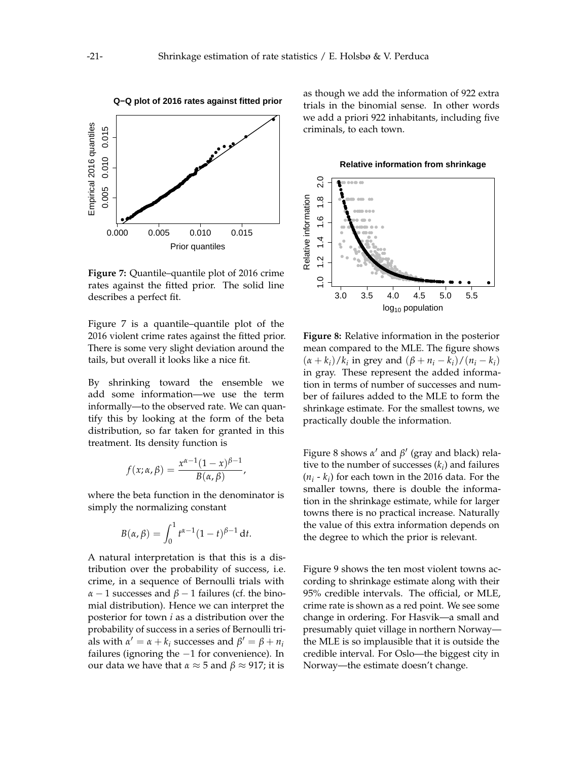**Figure 7:** Quantile–quantile plot of 2016 crime rates against the fitted prior. The solid line describes a perfect fit.

Figure 7 is a quantile–quantile plot of the 2016 violent crime rates against the fitted prior. There is some very slight deviation around the tails, but overall it looks like a nice fit.

By shrinking toward the ensemble we add some information—we use the term informally—to the observed rate. We can quantify this by looking at the form of the beta distribution, so far taken for granted in this treatment. Its density function is

$$f(x; \alpha, \beta) = \frac{x^{\alpha-1}(1-x)^{\beta-1}}{B(\alpha, \beta)},$$

where the beta function in the denominator is simply the normalizing constant

$$B(\alpha, \beta) = \int_0^1 t^{\alpha-1}(1-t)^{\beta-1}\, \mathrm{d}t.$$

A natural interpretation is that this is a distribution over the probability of success, i.e. crime, in a sequence of Bernoulli trials with $\alpha - 1$ successes and $\beta - 1$ failures (cf. the binomial distribution). Hence we can interpret the posterior for town $i$ as a distribution over the probability of success in a series of Bernoulli trials with $\alpha' = \alpha + k_i$ successes and $\beta' = \beta + n_i$ failures (ignoring the $-1$ for convenience). In our data we have that $\alpha \approx 5$ and $\beta \approx 917$; it is as though we add the information of 922 extra trials in the binomial sense. In other words we add a priori 922 inhabitants, including five criminals, to each town.

**Figure 8:** Relative information in the posterior mean compared to the MLE. The figure shows $(\alpha + k_i)/k_i$ in grey and $(\beta + n_i - k_i)/(n_i - k_i)$ in gray. These represent the added information in terms of number of successes and number of failures added to the MLE to form the shrinkage estimate. For the smallest towns, we practically double the information.

Figure 8 shows $\alpha'$ and $\beta'$ (gray and black) relative to the number of successes ($k_i$) and failures ($n_i$ - $k_i$) for each town in the 2016 data. For the smaller towns, there is double the information in the shrinkage estimate, while for larger towns there is no practical increase. Naturally the value of this extra information depends on the degree to which the prior is relevant.

Figure 9 shows the ten most violent towns according to shrinkage estimate along with their 95% credible intervals. The official, or MLE, crime rate is shown as a red point. We see some change in ordering. For Hasvik—a small and presumably quiet village in northern Norway—the MLE is so implausible that it is outside the credible interval. For Oslo—the biggest city in Norway—the estimate doesn't change.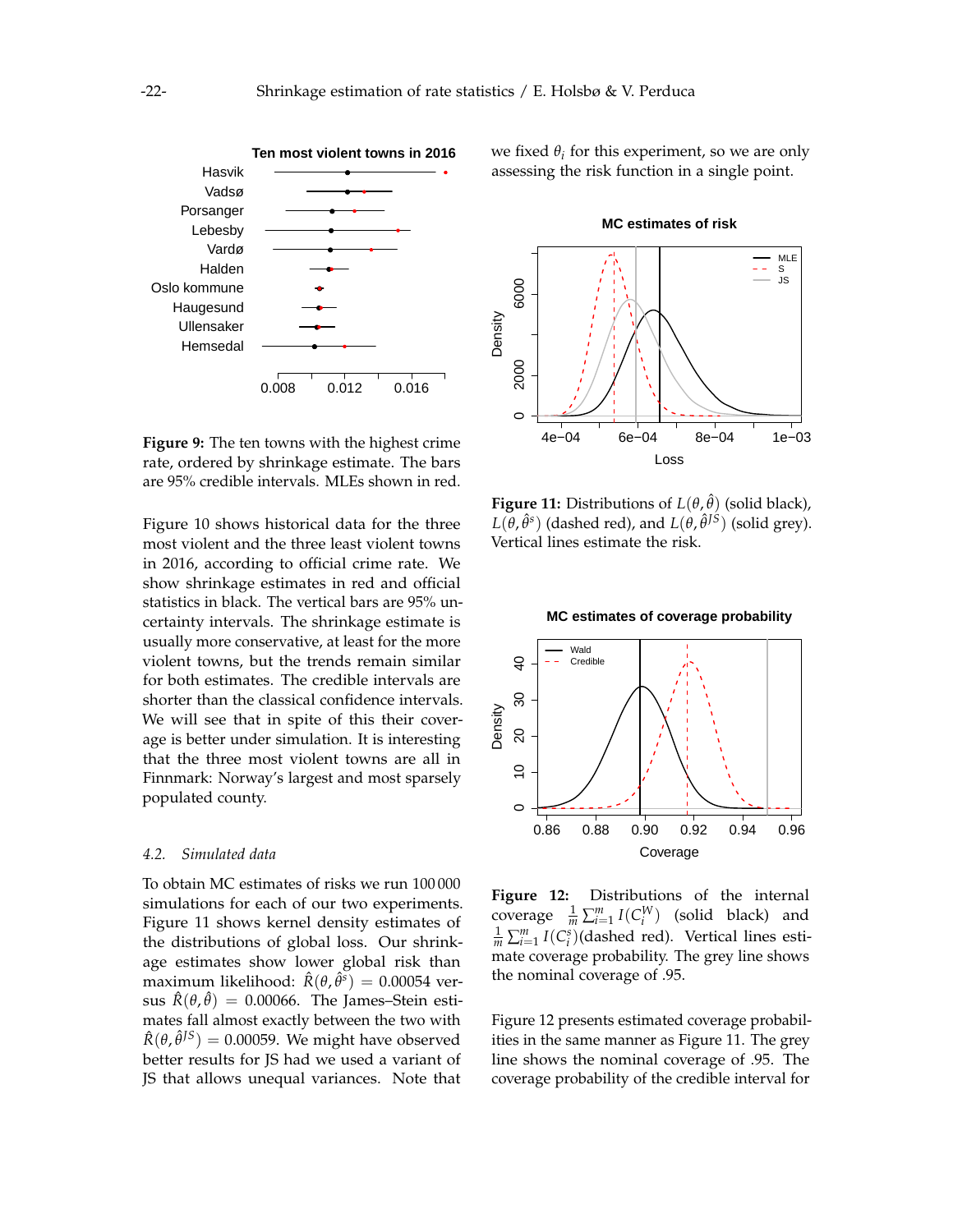**Figure 9:** The ten towns with the highest crime rate, ordered by shrinkage estimate. The bars are 95% credible intervals. MLEs shown in red.

Figure 10 shows historical data for the three most violent and the three least violent towns in 2016, according to official crime rate. We show shrinkage estimates in red and official statistics in black. The vertical bars are 95% uncertainty intervals. The shrinkage estimate is usually more conservative, at least for the more violent towns, but the trends remain similar for both estimates. The credible intervals are shorter than the classical confidence intervals. We will see that in spite of this their coverage is better under simulation. It is interesting that the three most violent towns are all in Finnmark: Norway's largest and most sparsely populated county.

### 4.2. *Simulated data*

To obtain MC estimates of risks we run 100 000 simulations for each of our two experiments. Figure 11 shows kernel density estimates of the distributions of global loss. Our shrinkage estimates show lower global risk than maximum likelihood: $\hat{R}(\theta, \hat{\theta}^s) = 0.00054$ versus $\hat{R}(\theta, \hat{\theta}) = 0.00066$. The James–Stein estimates fall almost exactly between the two with $\hat{R}(\theta, \hat{\theta}^{JS}) = 0.00059$. We might have observed better results for JS had we used a variant of JS that allows unequal variances. Note that we fixed $\theta_i$ for this experiment, so we are only assessing the risk function in a single point.

**Figure 11:** Distributions of $L(\theta, \hat{\theta})$ (solid black), $L(\theta, \hat{\theta}^s)$ (dashed red), and $L(\theta, \hat{\theta}^{JS})$ (solid grey). Vertical lines estimate the risk.

**Figure 12:** Distributions of the internal coverage $\frac{1}{m}\sum_{i=1}^{m} I(C_i^W)$ (solid black) and $\frac{1}{m}\sum_{i=1}^{m} I(C_i^s)$ (dashed red). Vertical lines estimate coverage probability. The grey line shows the nominal coverage of .95.

Figure 12 presents estimated coverage probabilities in the same manner as Figure 11. The grey line shows the nominal coverage of .95. The coverage probability of the credible interval for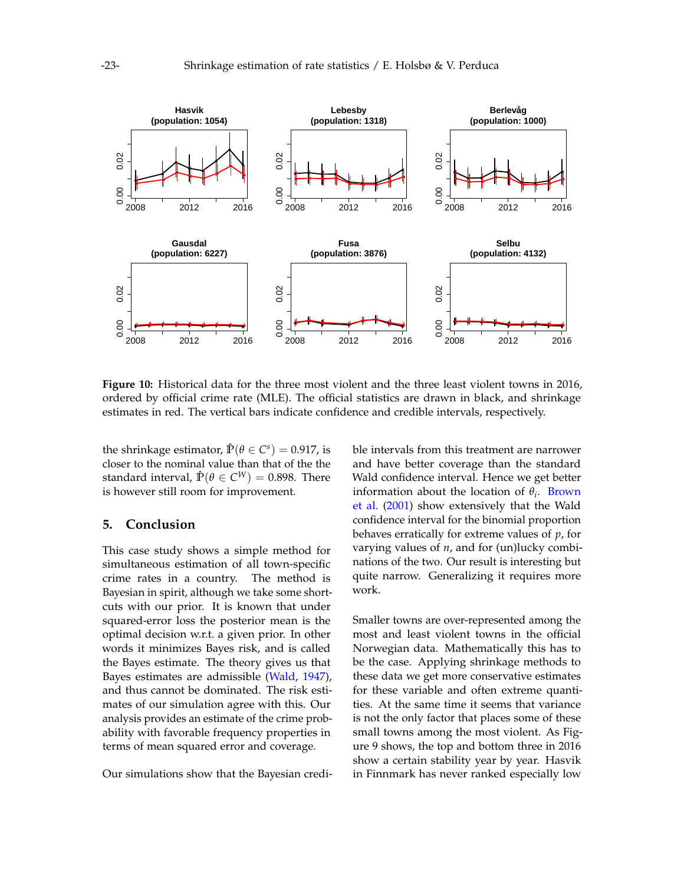**Figure 10:** Historical data for the three most violent and the three least violent towns in 2016, ordered by official crime rate (MLE). The official statistics are drawn in black, and shrinkage estimates in red. The vertical bars indicate confidence and credible intervals, respectively.

the shrinkage estimator, $\hat{\mathbb{P}}(\theta \in C^s) = 0.917$, is closer to the nominal value than that of the the standard interval, $\hat{\mathbb{P}}(\theta \in C^W) = 0.898$. There is however still room for improvement.

## 5. Conclusion

This case study shows a simple method for simultaneous estimation of all town-specific crime rates in a country. The method is Bayesian in spirit, although we take some shortcuts with our prior. It is known that under squared-error loss the posterior mean is the optimal decision w.r.t. a given prior. In other words it minimizes Bayes risk, and is called the Bayes estimate. The theory gives us that Bayes estimates are admissible (Wald, 1947), and thus cannot be dominated. The risk estimates of our simulation agree with this. Our analysis provides an estimate of the crime probability with favorable frequency properties in terms of mean squared error and coverage.

Our simulations show that the Bayesian credible intervals from this treatment are narrower and have better coverage than the standard Wald confidence interval. Hence we get better information about the location of $\theta_i$. Brown et al. (2001) show extensively that the Wald confidence interval for the binomial proportion behaves erratically for extreme values of $p$, for varying values of $n$, and for (un)lucky combinations of the two. Our result is interesting but quite narrow. Generalizing it requires more work.

Smaller towns are over-represented among the most and least violent towns in the official Norwegian data. Mathematically this has to be the case. Applying shrinkage methods to these data we get more conservative estimates for these variable and often extreme quantities. At the same time it seems that variance is not the only factor that places some of these small towns among the most violent. As Figure 9 shows, the top and bottom three in 2016 show a certain stability year by year. Hasvik in Finnmark has never ranked especially low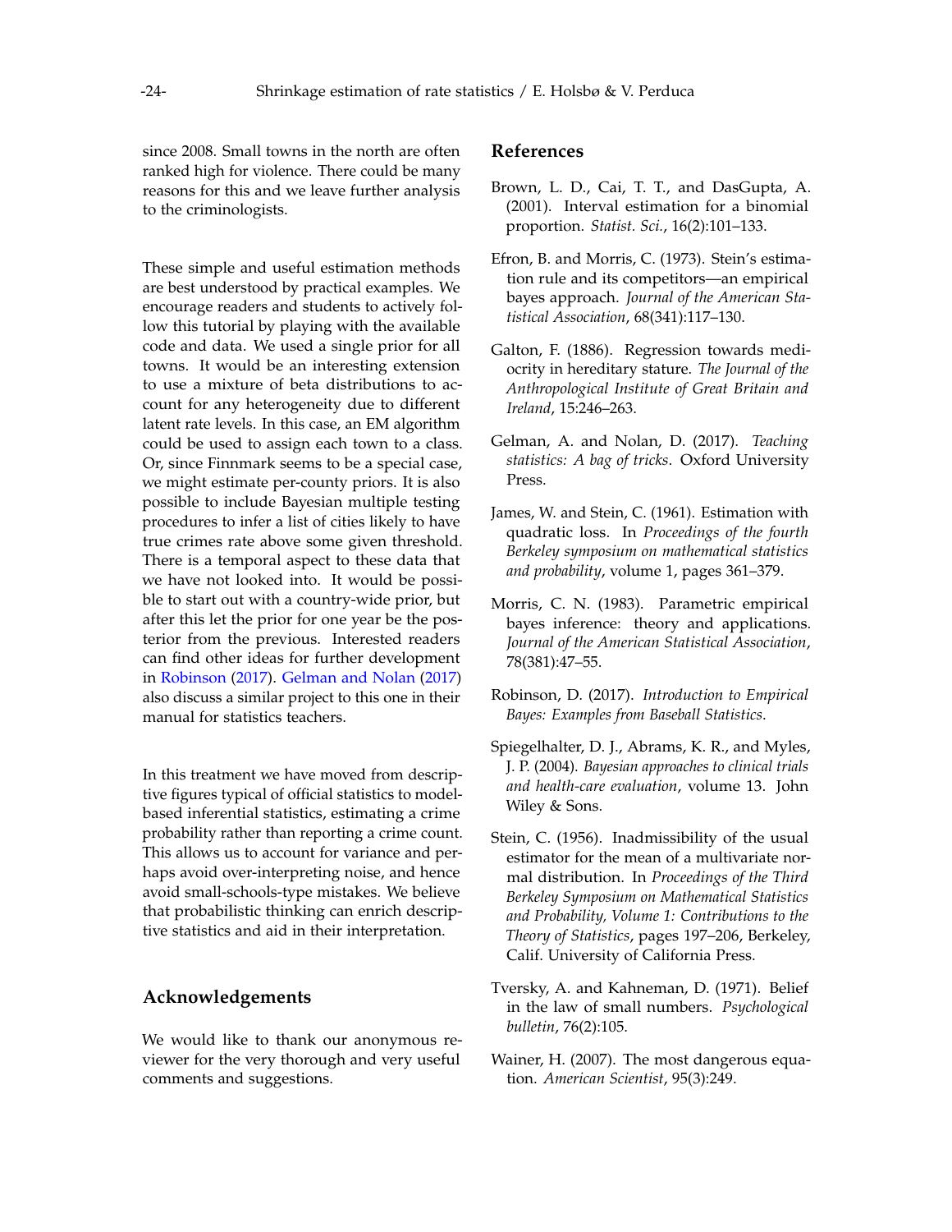since 2008. Small towns in the north are often ranked high for violence. There could be many reasons for this and we leave further analysis to the criminologists.

These simple and useful estimation methods are best understood by practical examples. We encourage readers and students to actively follow this tutorial by playing with the available code and data. We used a single prior for all towns. It would be an interesting extension to use a mixture of beta distributions to account for any heterogeneity due to different latent rate levels. In this case, an EM algorithm could be used to assign each town to a class. Or, since Finnmark seems to be a special case, we might estimate per-county priors. It is also possible to include Bayesian multiple testing procedures to infer a list of cities likely to have true crimes rate above some given threshold. There is a temporal aspect to these data that we have not looked into. It would be possible to start out with a country-wide prior, but after this let the prior for one year be the posterior from the previous. Interested readers can find other ideas for further development in Robinson (2017). Gelman and Nolan (2017) also discuss a similar project to this one in their manual for statistics teachers.

In this treatment we have moved from descriptive figures typical of official statistics to model-based inferential statistics, estimating a crime probability rather than reporting a crime count. This allows us to account for variance and perhaps avoid over-interpreting noise, and hence avoid small-schools-type mistakes. We believe that probabilistic thinking can enrich descriptive statistics and aid in their interpretation.

## Acknowledgements

We would like to thank our anonymous reviewer for the very thorough and very useful comments and suggestions.

## References

Brown, L. D., Cai, T. T., and DasGupta, A. (2001). Interval estimation for a binomial proportion. *Statist. Sci.*, 16(2):101–133.

Efron, B. and Morris, C. (1973). Stein's estimation rule and its competitors—an empirical bayes approach. *Journal of the American Statistical Association*, 68(341):117–130.

Galton, F. (1886). Regression towards mediocrity in hereditary stature. *The Journal of the Anthropological Institute of Great Britain and Ireland*, 15:246–263.

Gelman, A. and Nolan, D. (2017). *Teaching statistics: A bag of tricks*. Oxford University Press.

James, W. and Stein, C. (1961). Estimation with quadratic loss. In *Proceedings of the fourth Berkeley symposium on mathematical statistics and probability*, volume 1, pages 361–379.

Morris, C. N. (1983). Parametric empirical bayes inference: theory and applications. *Journal of the American Statistical Association*, 78(381):47–55.

Robinson, D. (2017). *Introduction to Empirical Bayes: Examples from Baseball Statistics*.

Spiegelhalter, D. J., Abrams, K. R., and Myles, J. P. (2004). *Bayesian approaches to clinical trials and health-care evaluation*, volume 13. John Wiley & Sons.

Stein, C. (1956). Inadmissibility of the usual estimator for the mean of a multivariate normal distribution. In *Proceedings of the Third Berkeley Symposium on Mathematical Statistics and Probability, Volume 1: Contributions to the Theory of Statistics*, pages 197–206, Berkeley, Calif. University of California Press.

Tversky, A. and Kahneman, D. (1971). Belief in the law of small numbers. *Psychological bulletin*, 76(2):105.

Wainer, H. (2007). The most dangerous equation. *American Scientist*, 95(3):249.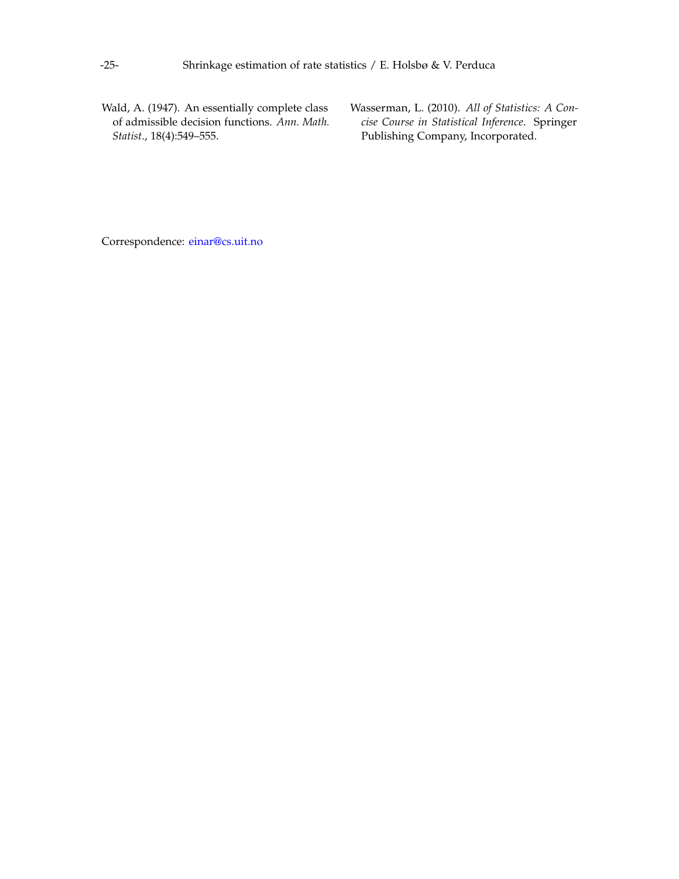Wald, A. (1947). An essentially complete class of admissible decision functions. *Ann. Math. Statist.*, 18(4):549–555.

Wasserman, L. (2010). *All of Statistics: A Concise Course in Statistical Inference*. Springer Publishing Company, Incorporated.

Correspondence: einar@cs.uit.no